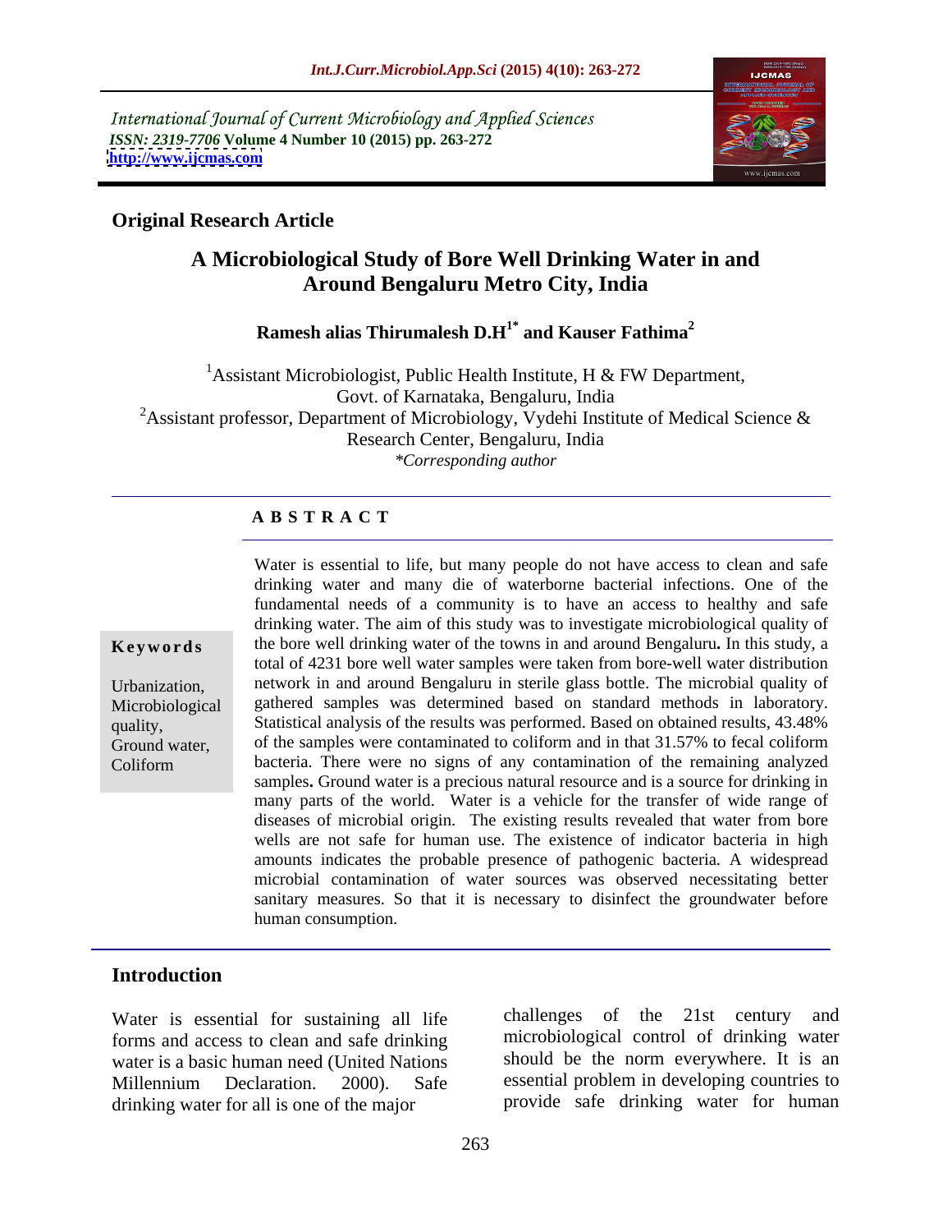International Journal of Current Microbiology and Applied Sciences
*ISSN: 2319-7706* **Volume 4 Number 10 (2015) pp. 263-272**
**http://www.ijcmas.com**

**Original Research Article**

# A Microbiological Study of Bore Well Drinking Water in and Around Bengaluru Metro City, India

**Ramesh alias Thirumalesh D.H[1*] and Kauser Fathima[2]**

[1]Assistant Microbiologist, Public Health Institute, H & FW Department, Govt. of Karnataka, Bengaluru, India
[2]Assistant professor, Department of Microbiology, Vydehi Institute of Medical Science & Research Center, Bengaluru, India
*\*Corresponding author*

## A B S T R A C T

**Keywords**

Urbanization, Microbiological quality, Ground water, Coliform

Water is essential to life, but many people do not have access to clean and safe drinking water and many die of waterborne bacterial infections. One of the fundamental needs of a community is to have an access to healthy and safe drinking water. The aim of this study was to investigate microbiological quality of the bore well drinking water of the towns in and around Bengaluru**.** In this study, a total of 4231 bore well water samples were taken from bore-well water distribution network in and around Bengaluru in sterile glass bottle. The microbial quality of gathered samples was determined based on standard methods in laboratory. Statistical analysis of the results was performed. Based on obtained results, 43.48% of the samples were contaminated to coliform and in that 31.57% to fecal coliform bacteria. There were no signs of any contamination of the remaining analyzed samples**.** Ground water is a precious natural resource and is a source for drinking in many parts of the world. Water is a vehicle for the transfer of wide range of diseases of microbial origin. The existing results revealed that water from bore wells are not safe for human use. The existence of indicator bacteria in high amounts indicates the probable presence of pathogenic bacteria. A widespread microbial contamination of water sources was observed necessitating better sanitary measures. So that it is necessary to disinfect the groundwater before human consumption.

## Introduction

Water is essential for sustaining all life forms and access to clean and safe drinking water is a basic human need (United Nations Millennium Declaration. 2000). Safe drinking water for all is one of the major challenges of the 21st century and microbiological control of drinking water should be the norm everywhere. It is an essential problem in developing countries to provide safe drinking water for human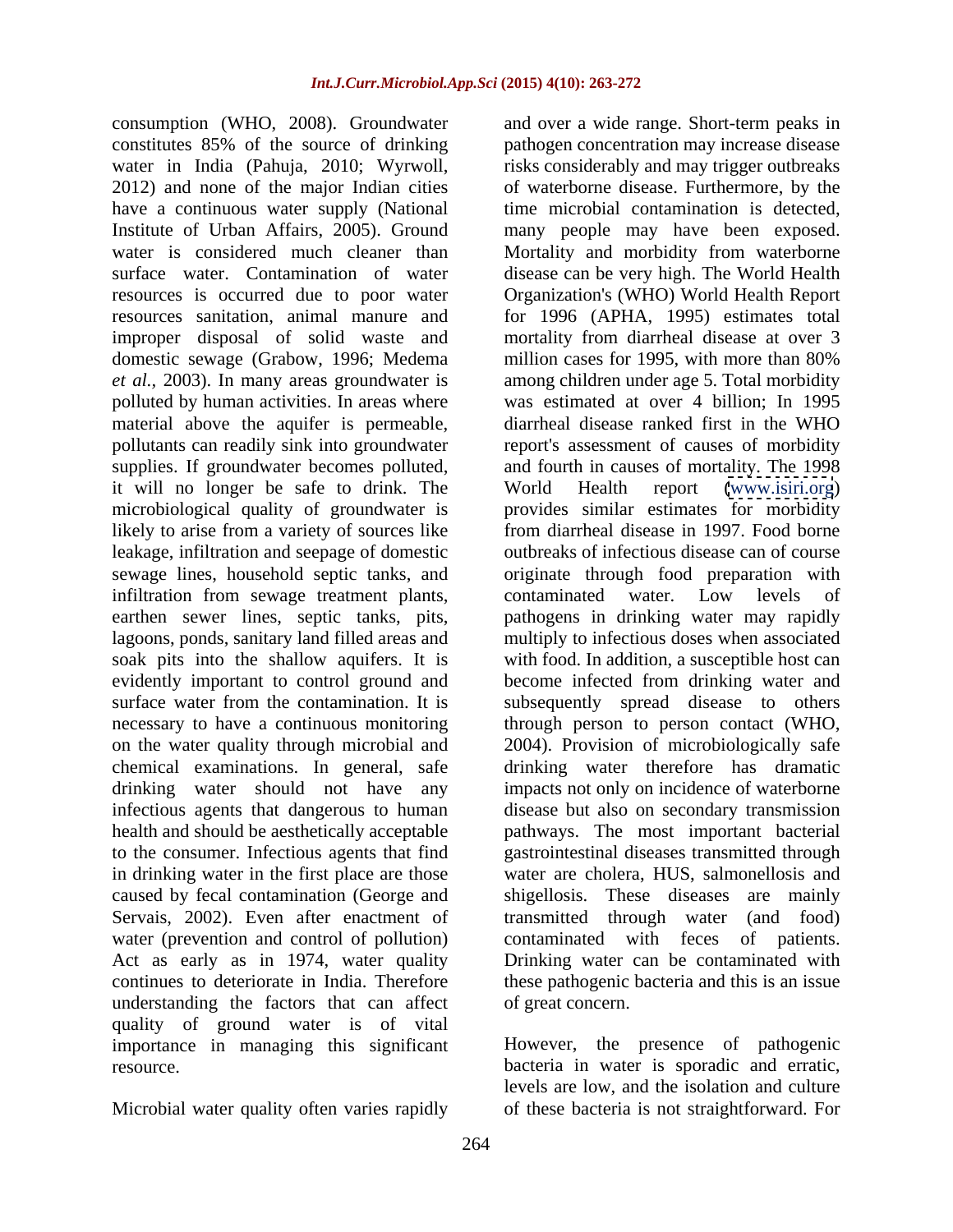consumption (WHO, 2008). Groundwater constitutes 85% of the source of drinking water in India (Pahuja, 2010; Wyrwoll, 2012) and none of the major Indian cities have a continuous water supply (National Institute of Urban Affairs, 2005). Ground water is considered much cleaner than surface water. Contamination of water resources is occurred due to poor water resources sanitation, animal manure and improper disposal of solid waste and domestic sewage (Grabow, 1996; Medema *et al.*, 2003). In many areas groundwater is polluted by human activities. In areas where material above the aquifer is permeable, pollutants can readily sink into groundwater supplies. If groundwater becomes polluted, it will no longer be safe to drink. The microbiological quality of groundwater is likely to arise from a variety of sources like leakage, infiltration and seepage of domestic sewage lines, household septic tanks, and infiltration from sewage treatment plants, earthen sewer lines, septic tanks, pits, lagoons, ponds, sanitary land filled areas and soak pits into the shallow aquifers. It is evidently important to control ground and surface water from the contamination. It is necessary to have a continuous monitoring on the water quality through microbial and chemical examinations. In general, safe drinking water should not have any infectious agents that dangerous to human health and should be aesthetically acceptable to the consumer. Infectious agents that find in drinking water in the first place are those caused by fecal contamination (George and Servais, 2002). Even after enactment of water (prevention and control of pollution) Act as early as in 1974, water quality continues to deteriorate in India. Therefore understanding the factors that can affect quality of ground water is of vital importance in managing this significant resource.

Microbial water quality often varies rapidly and over a wide range. Short-term peaks in pathogen concentration may increase disease risks considerably and may trigger outbreaks of waterborne disease. Furthermore, by the time microbial contamination is detected, many people may have been exposed. Mortality and morbidity from waterborne disease can be very high. The World Health Organization's (WHO) World Health Report for 1996 (APHA, 1995) estimates total mortality from diarrheal disease at over 3 million cases for 1995, with more than 80% among children under age 5. Total morbidity was estimated at over 4 billion; In 1995 diarrheal disease ranked first in the WHO report's assessment of causes of morbidity and fourth in causes of mortality. The 1998 World Health report (www.isiri.org) provides similar estimates for morbidity from diarrheal disease in 1997. Food borne outbreaks of infectious disease can of course originate through food preparation with contaminated water. Low levels of pathogens in drinking water may rapidly multiply to infectious doses when associated with food. In addition, a susceptible host can become infected from drinking water and subsequently spread disease to others through person to person contact (WHO, 2004). Provision of microbiologically safe drinking water therefore has dramatic impacts not only on incidence of waterborne disease but also on secondary transmission pathways. The most important bacterial gastrointestinal diseases transmitted through water are cholera, HUS, salmonellosis and shigellosis. These diseases are mainly transmitted through water (and food) contaminated with feces of patients. Drinking water can be contaminated with these pathogenic bacteria and this is an issue of great concern.

However, the presence of pathogenic bacteria in water is sporadic and erratic, levels are low, and the isolation and culture of these bacteria is not straightforward. For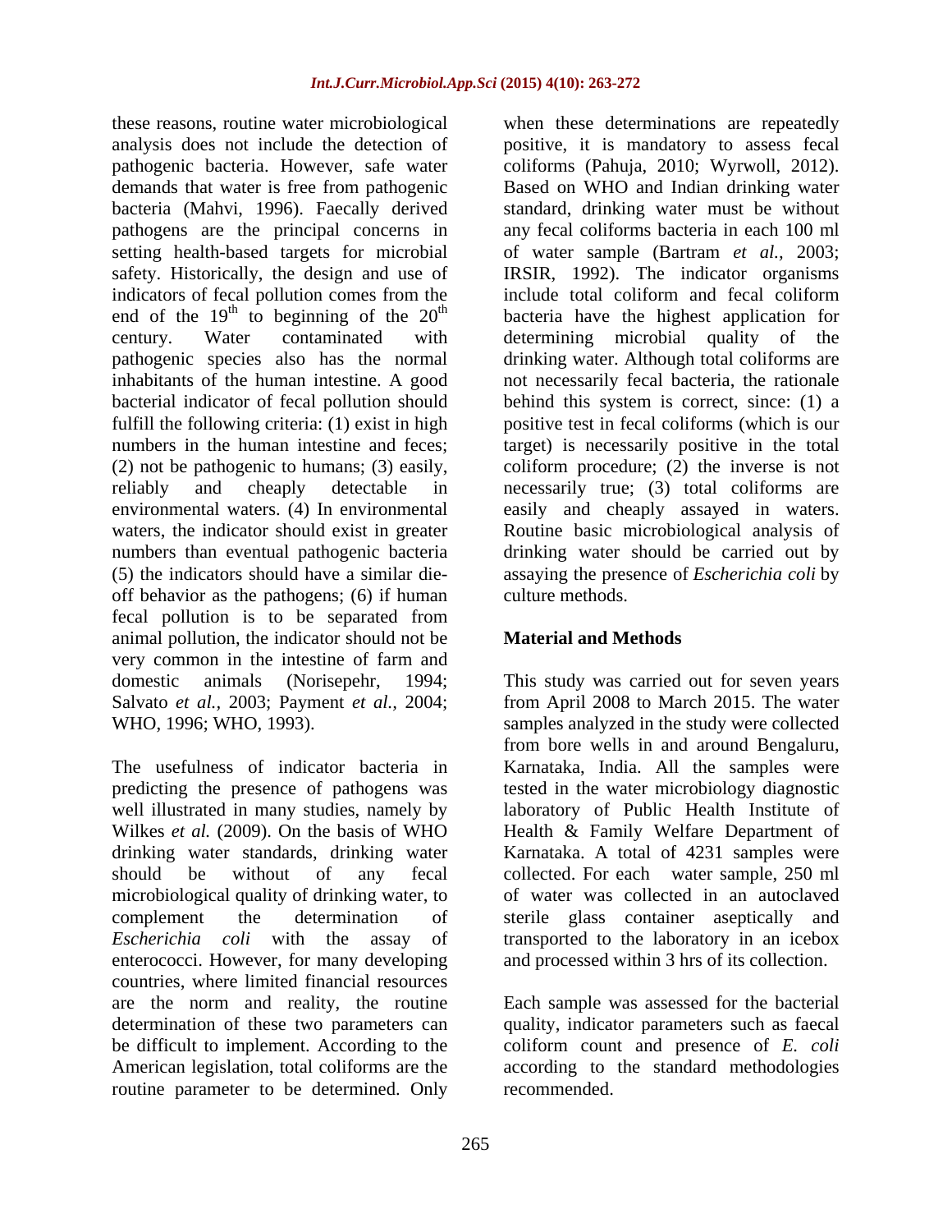these reasons, routine water microbiological analysis does not include the detection of pathogenic bacteria. However, safe water demands that water is free from pathogenic bacteria (Mahvi, 1996). Faecally derived pathogens are the principal concerns in setting health-based targets for microbial safety. Historically, the design and use of indicators of fecal pollution comes from the end of the $19^{th}$ to beginning of the $20^{th}$ century. Water contaminated with pathogenic species also has the normal inhabitants of the human intestine. A good bacterial indicator of fecal pollution should fulfill the following criteria: (1) exist in high numbers in the human intestine and feces; (2) not be pathogenic to humans; (3) easily, reliably and cheaply detectable in environmental waters. (4) In environmental waters, the indicator should exist in greater numbers than eventual pathogenic bacteria (5) the indicators should have a similar die-off behavior as the pathogens; (6) if human fecal pollution is to be separated from animal pollution, the indicator should not be very common in the intestine of farm and domestic animals (Norisepehr, 1994; Salvato *et al.,* 2003; Payment *et al.,* 2004; WHO, 1996; WHO, 1993).

The usefulness of indicator bacteria in predicting the presence of pathogens was well illustrated in many studies, namely by Wilkes *et al.* (2009). On the basis of WHO drinking water standards, drinking water should be without of any fecal microbiological quality of drinking water, to complement the determination of *Escherichia coli* with the assay of enterococci. However, for many developing countries, where limited financial resources are the norm and reality, the routine determination of these two parameters can be difficult to implement. According to the American legislation, total coliforms are the routine parameter to be determined. Only when these determinations are repeatedly positive, it is mandatory to assess fecal coliforms (Pahuja, 2010; Wyrwoll, 2012). Based on WHO and Indian drinking water standard, drinking water must be without any fecal coliforms bacteria in each 100 ml of water sample (Bartram *et al.,* 2003; IRSIR, 1992). The indicator organisms include total coliform and fecal coliform bacteria have the highest application for determining microbial quality of the drinking water. Although total coliforms are not necessarily fecal bacteria, the rationale behind this system is correct, since: (1) a positive test in fecal coliforms (which is our target) is necessarily positive in the total coliform procedure; (2) the inverse is not necessarily true; (3) total coliforms are easily and cheaply assayed in waters. Routine basic microbiological analysis of drinking water should be carried out by assaying the presence of *Escherichia coli* by culture methods.

## Material and Methods

This study was carried out for seven years from April 2008 to March 2015. The water samples analyzed in the study were collected from bore wells in and around Bengaluru, Karnataka, India. All the samples were tested in the water microbiology diagnostic laboratory of Public Health Institute of Health & Family Welfare Department of Karnataka. A total of 4231 samples were collected. For each water sample, 250 ml of water was collected in an autoclaved sterile glass container aseptically and transported to the laboratory in an icebox and processed within 3 hrs of its collection.

Each sample was assessed for the bacterial quality, indicator parameters such as faecal coliform count and presence of *E. coli* according to the standard methodologies recommended.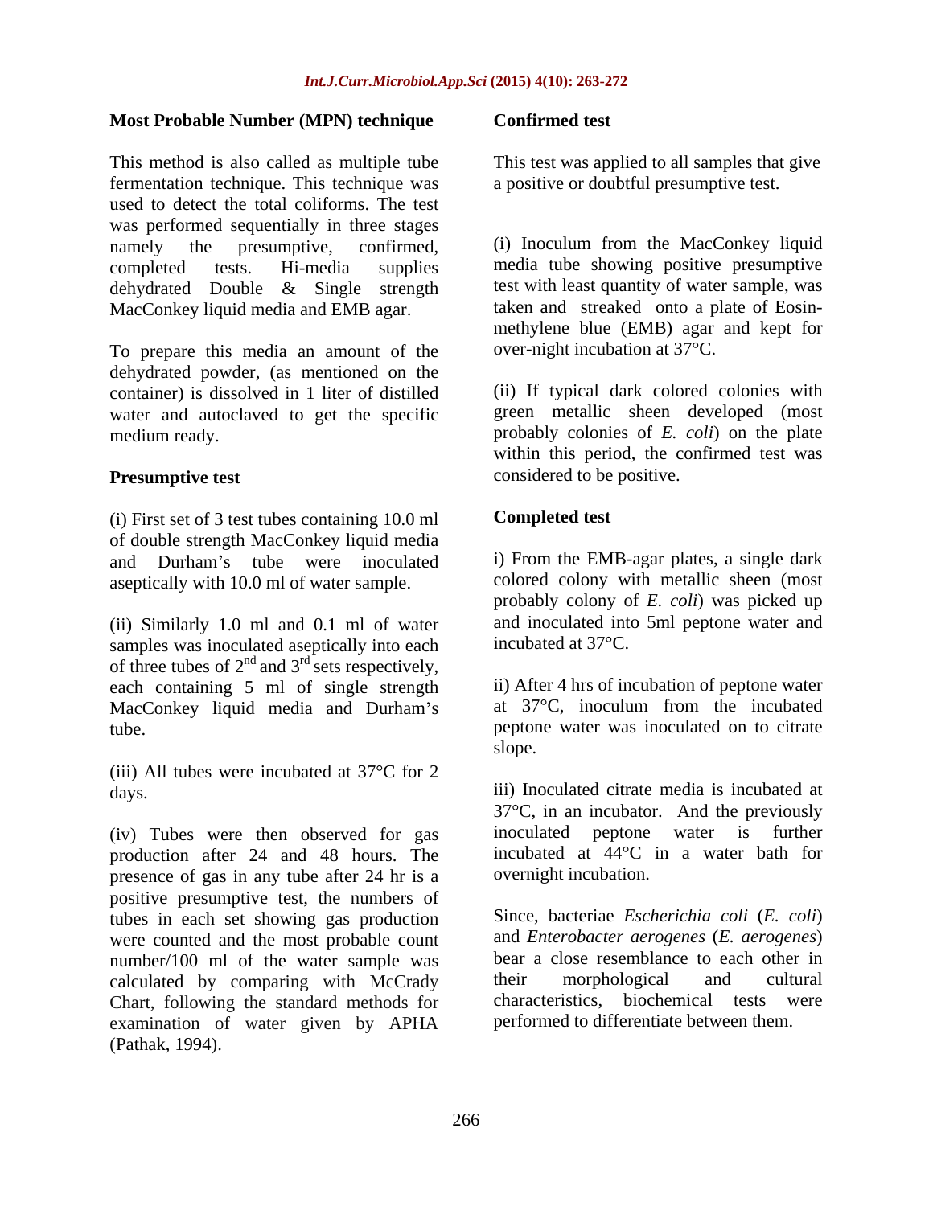### Most Probable Number (MPN) technique

This method is also called as multiple tube fermentation technique. This technique was used to detect the total coliforms. The test was performed sequentially in three stages namely the presumptive, confirmed, completed tests. Hi-media supplies dehydrated Double & Single strength MacConkey liquid media and EMB agar.

To prepare this media an amount of the dehydrated powder, (as mentioned on the container) is dissolved in 1 liter of distilled water and autoclaved to get the specific medium ready.

### Presumptive test

(i) First set of 3 test tubes containing 10.0 ml of double strength MacConkey liquid media and Durham's tube were inoculated aseptically with 10.0 ml of water sample.

(ii) Similarly 1.0 ml and 0.1 ml of water samples was inoculated aseptically into each of three tubes of 2nd and 3rd sets respectively, each containing 5 ml of single strength MacConkey liquid media and Durham's tube.

(iii) All tubes were incubated at 37°C for 2 days.

(iv) Tubes were then observed for gas production after 24 and 48 hours. The presence of gas in any tube after 24 hr is a positive presumptive test, the numbers of tubes in each set showing gas production were counted and the most probable count number/100 ml of the water sample was calculated by comparing with McCrady Chart, following the standard methods for examination of water given by APHA (Pathak, 1994).

### Confirmed test

This test was applied to all samples that give a positive or doubtful presumptive test.

(i) Inoculum from the MacConkey liquid media tube showing positive presumptive test with least quantity of water sample, was taken and streaked onto a plate of Eosin-methylene blue (EMB) agar and kept for over-night incubation at 37°C.

(ii) If typical dark colored colonies with green metallic sheen developed (most probably colonies of *E. coli*) on the plate within this period, the confirmed test was considered to be positive.

### Completed test

i) From the EMB-agar plates, a single dark colored colony with metallic sheen (most probably colony of *E. coli*) was picked up and inoculated into 5ml peptone water and incubated at 37°C.

ii) After 4 hrs of incubation of peptone water at 37°C, inoculum from the incubated peptone water was inoculated on to citrate slope.

iii) Inoculated citrate media is incubated at 37°C, in an incubator. And the previously inoculated peptone water is further incubated at 44°C in a water bath for overnight incubation.

Since, bacteriae *Escherichia coli* (*E. coli*) and *Enterobacter aerogenes* (*E. aerogenes*) bear a close resemblance to each other in their morphological and cultural characteristics, biochemical tests were performed to differentiate between them.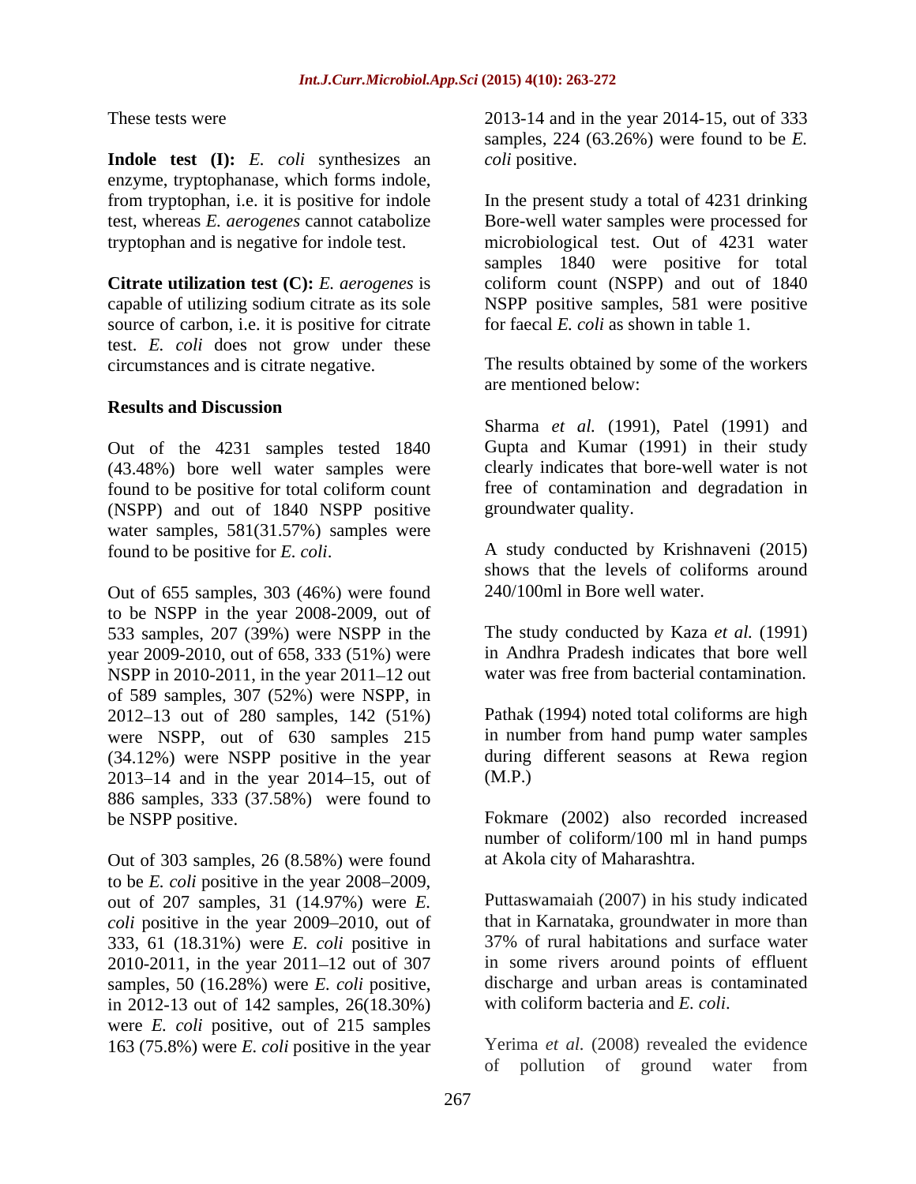These tests were

**Indole test (I):** *E. coli* synthesizes an enzyme, tryptophanase, which forms indole, from tryptophan, i.e. it is positive for indole test, whereas *E. aerogenes* cannot catabolize tryptophan and is negative for indole test.

**Citrate utilization test (C):** *E. aerogenes* is capable of utilizing sodium citrate as its sole source of carbon, i.e. it is positive for citrate test. *E. coli* does not grow under these circumstances and is citrate negative.

### Results and Discussion

Out of the 4231 samples tested 1840 (43.48%) bore well water samples were found to be positive for total coliform count (NSPP) and out of 1840 NSPP positive water samples, 581(31.57%) samples were found to be positive for *E. coli*.

Out of 655 samples, 303 (46%) were found to be NSPP in the year 2008-2009, out of 533 samples, 207 (39%) were NSPP in the year 2009-2010, out of 658, 333 (51%) were NSPP in 2010-2011, in the year 2011–12 out of 589 samples, 307 (52%) were NSPP, in 2012–13 out of 280 samples, 142 (51%) were NSPP, out of 630 samples 215 (34.12%) were NSPP positive in the year 2013–14 and in the year 2014–15, out of 886 samples, 333 (37.58%) were found to be NSPP positive.

Out of 303 samples, 26 (8.58%) were found to be *E. coli* positive in the year 2008–2009, out of 207 samples, 31 (14.97%) were *E. coli* positive in the year 2009–2010, out of 333, 61 (18.31%) were *E. coli* positive in 2010-2011, in the year 2011–12 out of 307 samples, 50 (16.28%) were *E. coli* positive, in 2012-13 out of 142 samples, 26(18.30%) were *E. coli* positive, out of 215 samples 163 (75.8%) were *E. coli* positive in the year 2013-14 and in the year 2014-15, out of 333 samples, 224 (63.26%) were found to be *E. coli* positive.

In the present study a total of 4231 drinking Bore-well water samples were processed for microbiological test. Out of 4231 water samples 1840 were positive for total coliform count (NSPP) and out of 1840 NSPP positive samples, 581 were positive for faecal *E. coli* as shown in table 1.

The results obtained by some of the workers are mentioned below:

Sharma *et al.* (1991), Patel (1991) and Gupta and Kumar (1991) in their study clearly indicates that bore-well water is not free of contamination and degradation in groundwater quality.

A study conducted by Krishnaveni (2015) shows that the levels of coliforms around 240/100ml in Bore well water.

The study conducted by Kaza *et al.* (1991) in Andhra Pradesh indicates that bore well water was free from bacterial contamination.

Pathak (1994) noted total coliforms are high in number from hand pump water samples during different seasons at Rewa region (M.P.)

Fokmare (2002) also recorded increased number of coliform/100 ml in hand pumps at Akola city of Maharashtra.

Puttaswamaiah (2007) in his study indicated that in Karnataka, groundwater in more than 37% of rural habitations and surface water in some rivers around points of effluent discharge and urban areas is contaminated with coliform bacteria and *E. coli*.

Yerima *et al.* (2008) revealed the evidence of pollution of ground water from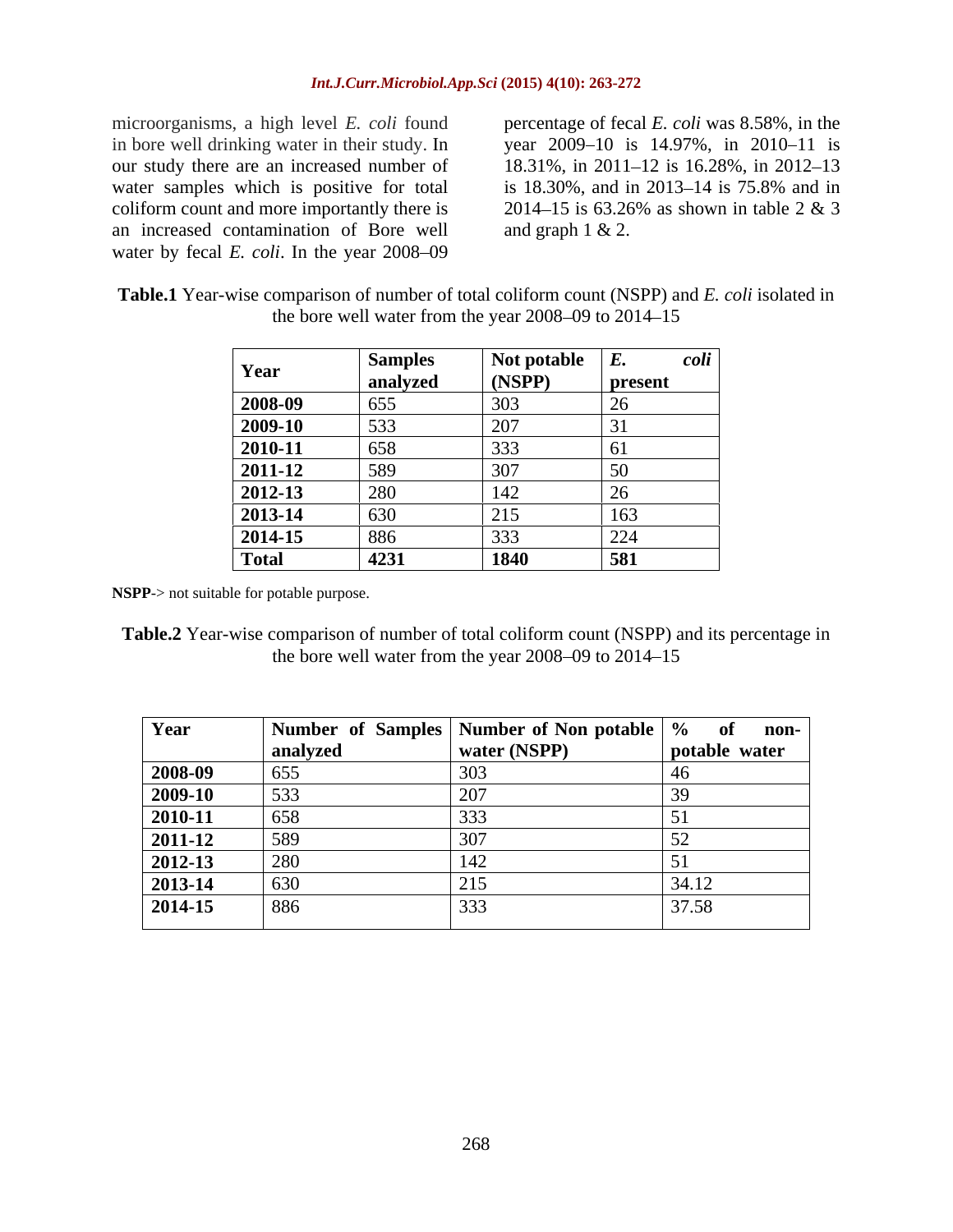microorganisms, a high level *E. coli* found in bore well drinking water in their study. In our study there are an increased number of water samples which is positive for total coliform count and more importantly there is an increased contamination of Bore well water by fecal *E. coli*. In the year 2008–09 percentage of fecal *E. coli* was 8.58%, in the year 2009–10 is 14.97%, in 2010–11 is 18.31%, in 2011–12 is 16.28%, in 2012–13 is 18.30%, and in 2013–14 is 75.8% and in 2014–15 is 63.26% as shown in table 2 & 3 and graph 1 & 2.

**Table.1** Year-wise comparison of number of total coliform count (NSPP) and *E. coli* isolated in the bore well water from the year 2008–09 to 2014–15

| Year | Samples analyzed | Not potable (NSPP) | *E. coli* present |
|---|---|---|---|
| **2008-09** | 655 | 303 | 26 |
| **2009-10** | 533 | 207 | 31 |
| **2010-11** | 658 | 333 | 61 |
| **2011-12** | 589 | 307 | 50 |
| **2012-13** | 280 | 142 | 26 |
| **2013-14** | 630 | 215 | 163 |
| **2014-15** | 886 | 333 | 224 |
| **Total** | **4231** | **1840** | **581** |

**NSPP**-> not suitable for potable purpose.

**Table.2** Year-wise comparison of number of total coliform count (NSPP) and its percentage in the bore well water from the year 2008–09 to 2014–15

| Year | Number of Samples analyzed | Number of Non potable water (NSPP) | % of non-potable water |
|---|---|---|---|
| **2008-09** | 655 | 303 | 46 |
| **2009-10** | 533 | 207 | 39 |
| **2010-11** | 658 | 333 | 51 |
| **2011-12** | 589 | 307 | 52 |
| **2012-13** | 280 | 142 | 51 |
| **2013-14** | 630 | 215 | 34.12 |
| **2014-15** | 886 | 333 | 37.58 |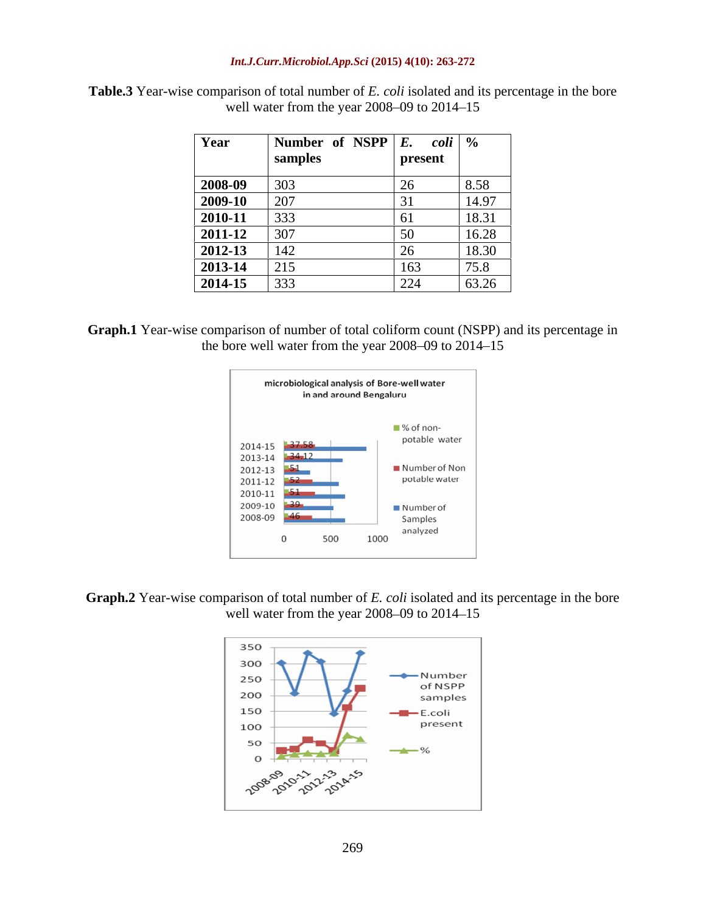**Table.3** Year-wise comparison of total number of *E. coli* isolated and its percentage in the bore well water from the year 2008–09 to 2014–15

| Year | Number of NSPP samples | *E. coli* present | % |
|---|---|---|---|
| **2008-09** | 303 | 26 | 8.58 |
| **2009-10** | 207 | 31 | 14.97 |
| **2010-11** | 333 | 61 | 18.31 |
| **2011-12** | 307 | 50 | 16.28 |
| **2012-13** | 142 | 26 | 18.30 |
| **2013-14** | 215 | 163 | 75.8 |
| **2014-15** | 333 | 224 | 63.26 |

**Graph.1** Year-wise comparison of number of total coliform count (NSPP) and its percentage in the bore well water from the year 2008–09 to 2014–15

**Graph.2** Year-wise comparison of total number of *E. coli* isolated and its percentage in the bore well water from the year 2008–09 to 2014–15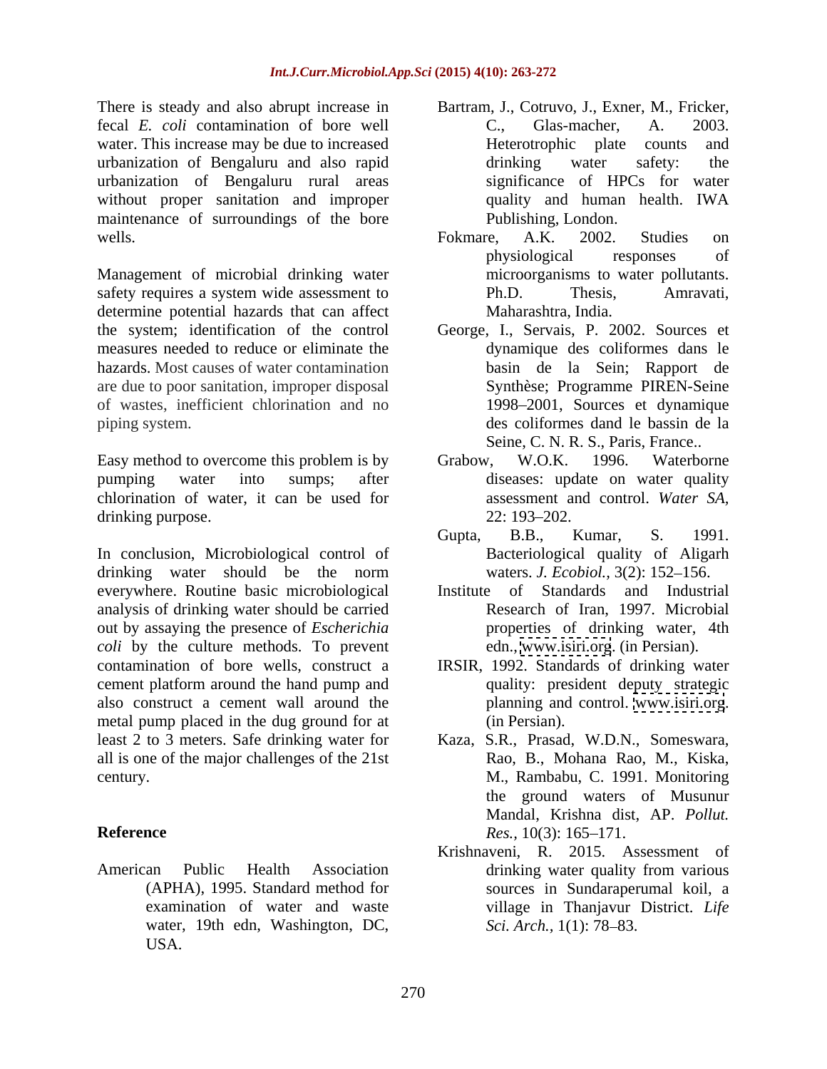There is steady and also abrupt increase in fecal *E. coli* contamination of bore well water. This increase may be due to increased urbanization of Bengaluru and also rapid urbanization of Bengaluru rural areas without proper sanitation and improper maintenance of surroundings of the bore wells.

Management of microbial drinking water safety requires a system wide assessment to determine potential hazards that can affect the system; identification of the control measures needed to reduce or eliminate the hazards. Most causes of water contamination are due to poor sanitation, improper disposal of wastes, inefficient chlorination and no piping system.

Easy method to overcome this problem is by pumping water into sumps; after chlorination of water, it can be used for drinking purpose.

In conclusion, Microbiological control of drinking water should be the norm everywhere. Routine basic microbiological analysis of drinking water should be carried out by assaying the presence of *Escherichia coli* by the culture methods. To prevent contamination of bore wells, construct a cement platform around the hand pump and also construct a cement wall around the metal pump placed in the dug ground for at least 2 to 3 meters. Safe drinking water for all is one of the major challenges of the 21st century.

## Reference

American Public Health Association (APHA), 1995. Standard method for examination of water and waste water, 19th edn, Washington, DC, USA.

Bartram, J., Cotruvo, J., Exner, M., Fricker, C., Glas-macher, A. 2003. Heterotrophic plate counts and drinking water safety: the significance of HPCs for water quality and human health. IWA Publishing, London.

Fokmare, A.K. 2002. Studies on physiological responses of microorganisms to water pollutants. Ph.D. Thesis, Amravati, Maharashtra, India.

George, I., Servais, P. 2002. Sources et dynamique des coliformes dans le basin de la Sein; Rapport de Synthèse; Programme PIREN-Seine 1998–2001, Sources et dynamique des coliformes dand le bassin de la Seine, C. N. R. S., Paris, France..

Grabow, W.O.K. 1996. Waterborne diseases: update on water quality assessment and control. *Water SA,* 22: 193–202.

Gupta, B.B., Kumar, S. 1991. Bacteriological quality of Aligarh waters. *J. Ecobiol.,* 3(2): 152–156.

Institute of Standards and Industrial Research of Iran, 1997. Microbial properties of drinking water, 4th edn., www.isiri.org. (in Persian).

IRSIR, 1992. Standards of drinking water quality: president deputy strategic planning and control. www.isiri.org. (in Persian).

Kaza, S.R., Prasad, W.D.N., Someswara, Rao, B., Mohana Rao, M., Kiska, M., Rambabu, C. 1991. Monitoring the ground waters of Musunur Mandal, Krishna dist, AP. *Pollut. Res.,* 10(3): 165–171.

Krishnaveni, R. 2015. Assessment of drinking water quality from various sources in Sundaraperumal koil, a village in Thanjavur District. *Life Sci. Arch.,* 1(1): 78–83.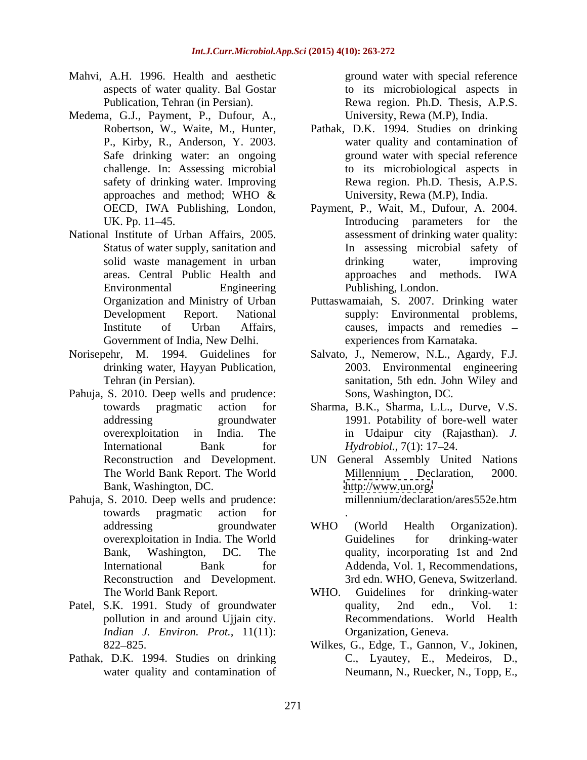Mahvi, A.H. 1996. Health and aesthetic aspects of water quality. Bal Gostar Publication, Tehran (in Persian).

Medema, G.J., Payment, P., Dufour, A., Robertson, W., Waite, M., Hunter, P., Kirby, R., Anderson, Y. 2003. Safe drinking water: an ongoing challenge. In: Assessing microbial safety of drinking water. Improving approaches and method; WHO & OECD, IWA Publishing, London, UK. Pp. 11–45.

National Institute of Urban Affairs, 2005. Status of water supply, sanitation and solid waste management in urban areas. Central Public Health and Environmental Engineering Organization and Ministry of Urban Development Report. National Institute of Urban Affairs, Government of India, New Delhi.

Norisepehr, M. 1994. Guidelines for drinking water, Hayyan Publication, Tehran (in Persian).

Pahuja, S. 2010. Deep wells and prudence: towards pragmatic action for addressing groundwater overexploitation in India. The International Bank for Reconstruction and Development. The World Bank Report. The World Bank, Washington, DC.

Pahuja, S. 2010. Deep wells and prudence: towards pragmatic action for addressing groundwater overexploitation in India. The World Bank, Washington, DC. The International Bank for Reconstruction and Development. The World Bank Report.

Patel, S.K. 1991. Study of groundwater pollution in and around Ujjain city. *Indian J. Environ. Prot.*, 11(11): 822–825.

Pathak, D.K. 1994. Studies on drinking water quality and contamination of ground water with special reference to its microbiological aspects in Rewa region. Ph.D. Thesis, A.P.S. University, Rewa (M.P), India.

Pathak, D.K. 1994. Studies on drinking water quality and contamination of ground water with special reference to its microbiological aspects in Rewa region. Ph.D. Thesis, A.P.S. University, Rewa (M.P), India.

Payment, P., Wait, M., Dufour, A. 2004. Introducing parameters for the assessment of drinking water quality: In assessing microbial safety of drinking water, improving approaches and methods. IWA Publishing, London.

Puttaswamaiah, S. 2007. Drinking water supply: Environmental problems, causes, impacts and remedies – experiences from Karnataka.

Salvato, J., Nemerow, N.L., Agardy, F.J. 2003. Environmental engineering sanitation, 5th edn. John Wiley and Sons, Washington, DC.

Sharma, B.K., Sharma, L.L., Durve, V.S. 1991. Potability of bore-well water in Udaipur city (Rajasthan). *J. Hydrobiol.*, 7(1): 17–24.

UN General Assembly United Nations Millennium Declaration, 2000. http://www.un.org/millennium/declaration/ares552e.htm .

WHO (World Health Organization). Guidelines for drinking-water quality, incorporating 1st and 2nd Addenda, Vol. 1, Recommendations, 3rd edn. WHO, Geneva, Switzerland.

WHO. Guidelines for drinking-water quality, 2nd edn., Vol. 1: Recommendations. World Health Organization, Geneva.

Wilkes, G., Edge, T., Gannon, V., Jokinen, C., Lyautey, E., Medeiros, D., Neumann, N., Ruecker, N., Topp, E.,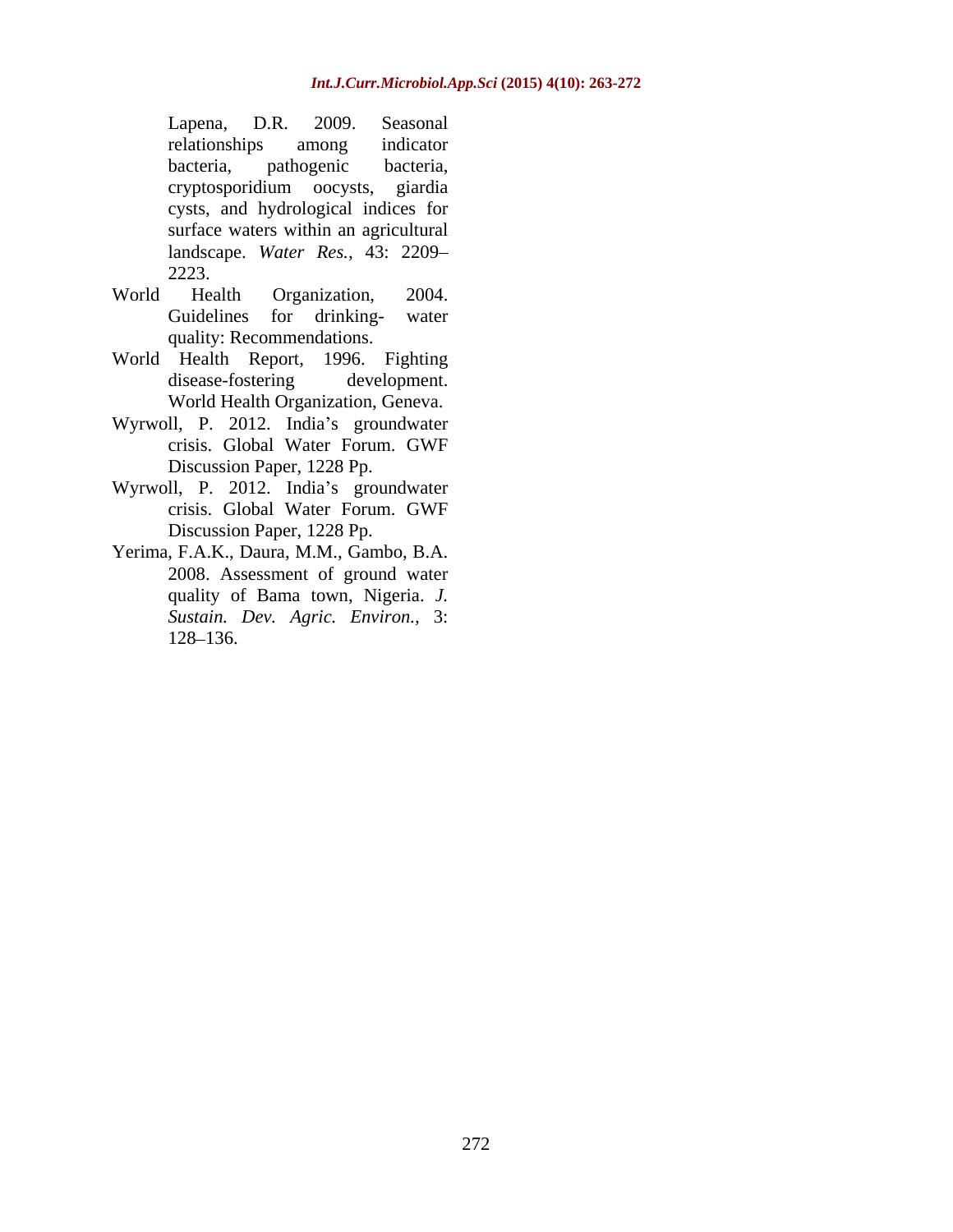Lapena, D.R. 2009. Seasonal relationships among indicator bacteria, pathogenic bacteria, cryptosporidium oocysts, giardia cysts, and hydrological indices for surface waters within an agricultural landscape. *Water Res.,* 43: 2209–2223.

World Health Organization, 2004. Guidelines for drinking- water quality: Recommendations.

World Health Report, 1996. Fighting disease-fostering development. World Health Organization, Geneva.

Wyrwoll, P. 2012. India's groundwater crisis. Global Water Forum. GWF Discussion Paper, 1228 Pp.

Wyrwoll, P. 2012. India's groundwater crisis. Global Water Forum. GWF Discussion Paper, 1228 Pp.

Yerima, F.A.K., Daura, M.M., Gambo, B.A. 2008. Assessment of ground water quality of Bama town, Nigeria. *J. Sustain. Dev. Agric. Environ.,* 3: 128–136.